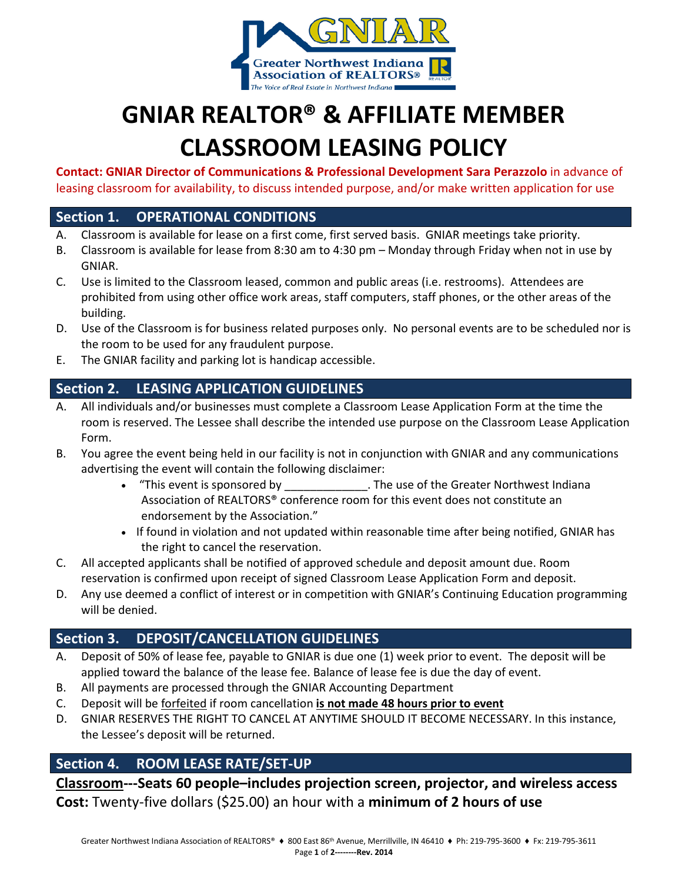# GNIAR REALTOR® & AFFILIATE MEMBER CLASSROOM LEASING POLICY

**Contact: GNIAR Director of Communications & Professional Development Sara Perazzolo** in advance of leasing classroom for availability, to discuss intended purpose, and/or make written application for use

## Section 1. OPERATIONAL CONDITIONS

A. Classroom is available for lease on a first come, first served basis. GNIAR meetings take priority.

B. Classroom is available for lease from 8:30 am to 4:30 pm – Monday through Friday when not in use by GNIAR.

C. Use is limited to the Classroom leased, common and public areas (i.e. restrooms). Attendees are prohibited from using other office work areas, staff computers, staff phones, or the other areas of the building.

D. Use of the Classroom is for business related purposes only. No personal events are to be scheduled nor is the room to be used for any fraudulent purpose.

E. The GNIAR facility and parking lot is handicap accessible.

## Section 2. LEASING APPLICATION GUIDELINES

A. All individuals and/or businesses must complete a Classroom Lease Application Form at the time the room is reserved. The Lessee shall describe the intended use purpose on the Classroom Lease Application Form.

B. You agree the event being held in our facility is not in conjunction with GNIAR and any communications advertising the event will contain the following disclaimer:
   - "This event is sponsored by _____________. The use of the Greater Northwest Indiana Association of REALTORS® conference room for this event does not constitute an endorsement by the Association."
   - If found in violation and not updated within reasonable time after being notified, GNIAR has the right to cancel the reservation.

C. All accepted applicants shall be notified of approved schedule and deposit amount due. Room reservation is confirmed upon receipt of signed Classroom Lease Application Form and deposit.

D. Any use deemed a conflict of interest or in competition with GNIAR's Continuing Education programming will be denied.

## Section 3. DEPOSIT/CANCELLATION GUIDELINES

A. Deposit of 50% of lease fee, payable to GNIAR is due one (1) week prior to event. The deposit will be applied toward the balance of the lease fee. Balance of lease fee is due the day of event.

B. All payments are processed through the GNIAR Accounting Department

C. Deposit will be forfeited if room cancellation **is not made 48 hours prior to event**

D. GNIAR RESERVES THE RIGHT TO CANCEL AT ANYTIME SHOULD IT BECOME NECESSARY. In this instance, the Lessee's deposit will be returned.

## Section 4. ROOM LEASE RATE/SET-UP

**Classroom---Seats 60 people–includes projection screen, projector, and wireless access**

**Cost:** Twenty-five dollars ($25.00) an hour with a **minimum of 2 hours of use**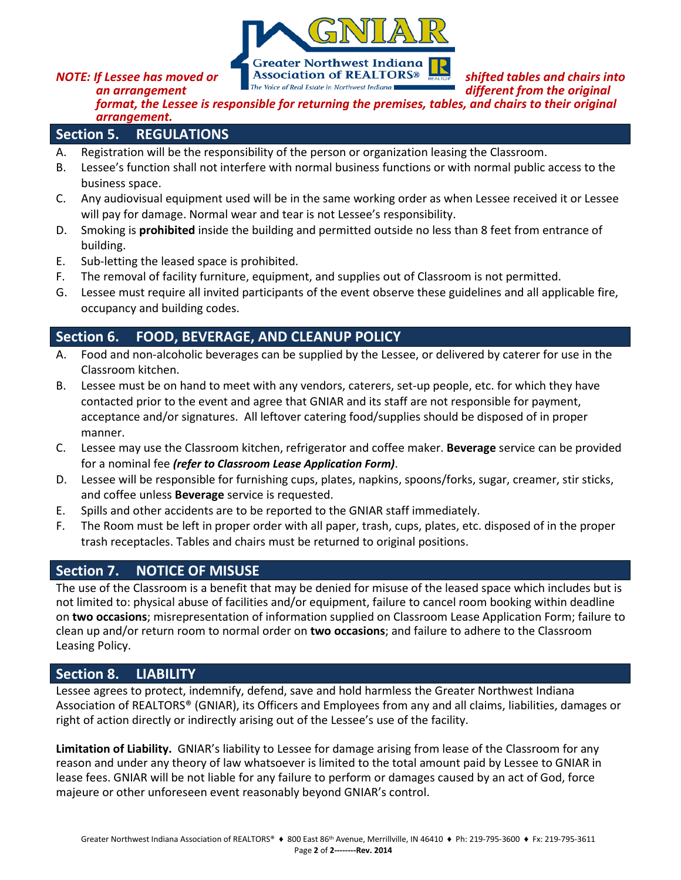***NOTE: If Lessee has moved or shifted tables and chairs into an arrangement different from the original format, the Lessee is responsible for returning the premises, tables, and chairs to their original arrangement.***

## Section 5. REGULATIONS

A. Registration will be the responsibility of the person or organization leasing the Classroom.
B. Lessee's function shall not interfere with normal business functions or with normal public access to the business space.
C. Any audiovisual equipment used will be in the same working order as when Lessee received it or Lessee will pay for damage. Normal wear and tear is not Lessee's responsibility.
D. Smoking is **prohibited** inside the building and permitted outside no less than 8 feet from entrance of building.
E. Sub-letting the leased space is prohibited.
F. The removal of facility furniture, equipment, and supplies out of Classroom is not permitted.
G. Lessee must require all invited participants of the event observe these guidelines and all applicable fire, occupancy and building codes.

## Section 6. FOOD, BEVERAGE, AND CLEANUP POLICY

A. Food and non-alcoholic beverages can be supplied by the Lessee, or delivered by caterer for use in the Classroom kitchen.
B. Lessee must be on hand to meet with any vendors, caterers, set-up people, etc. for which they have contacted prior to the event and agree that GNIAR and its staff are not responsible for payment, acceptance and/or signatures. All leftover catering food/supplies should be disposed of in proper manner.
C. Lessee may use the Classroom kitchen, refrigerator and coffee maker. **Beverage** service can be provided for a nominal fee ***(refer to Classroom Lease Application Form)***.
D. Lessee will be responsible for furnishing cups, plates, napkins, spoons/forks, sugar, creamer, stir sticks, and coffee unless **Beverage** service is requested.
E. Spills and other accidents are to be reported to the GNIAR staff immediately.
F. The Room must be left in proper order with all paper, trash, cups, plates, etc. disposed of in the proper trash receptacles. Tables and chairs must be returned to original positions.

## Section 7. NOTICE OF MISUSE

The use of the Classroom is a benefit that may be denied for misuse of the leased space which includes but is not limited to: physical abuse of facilities and/or equipment, failure to cancel room booking within deadline on **two occasions**; misrepresentation of information supplied on Classroom Lease Application Form; failure to clean up and/or return room to normal order on **two occasions**; and failure to adhere to the Classroom Leasing Policy.

## Section 8. LIABILITY

Lessee agrees to protect, indemnify, defend, save and hold harmless the Greater Northwest Indiana Association of REALTORS® (GNIAR), its Officers and Employees from any and all claims, liabilities, damages or right of action directly or indirectly arising out of the Lessee's use of the facility.

**Limitation of Liability.** GNIAR's liability to Lessee for damage arising from lease of the Classroom for any reason and under any theory of law whatsoever is limited to the total amount paid by Lessee to GNIAR in lease fees. GNIAR will be not liable for any failure to perform or damages caused by an act of God, force majeure or other unforeseen event reasonably beyond GNIAR's control.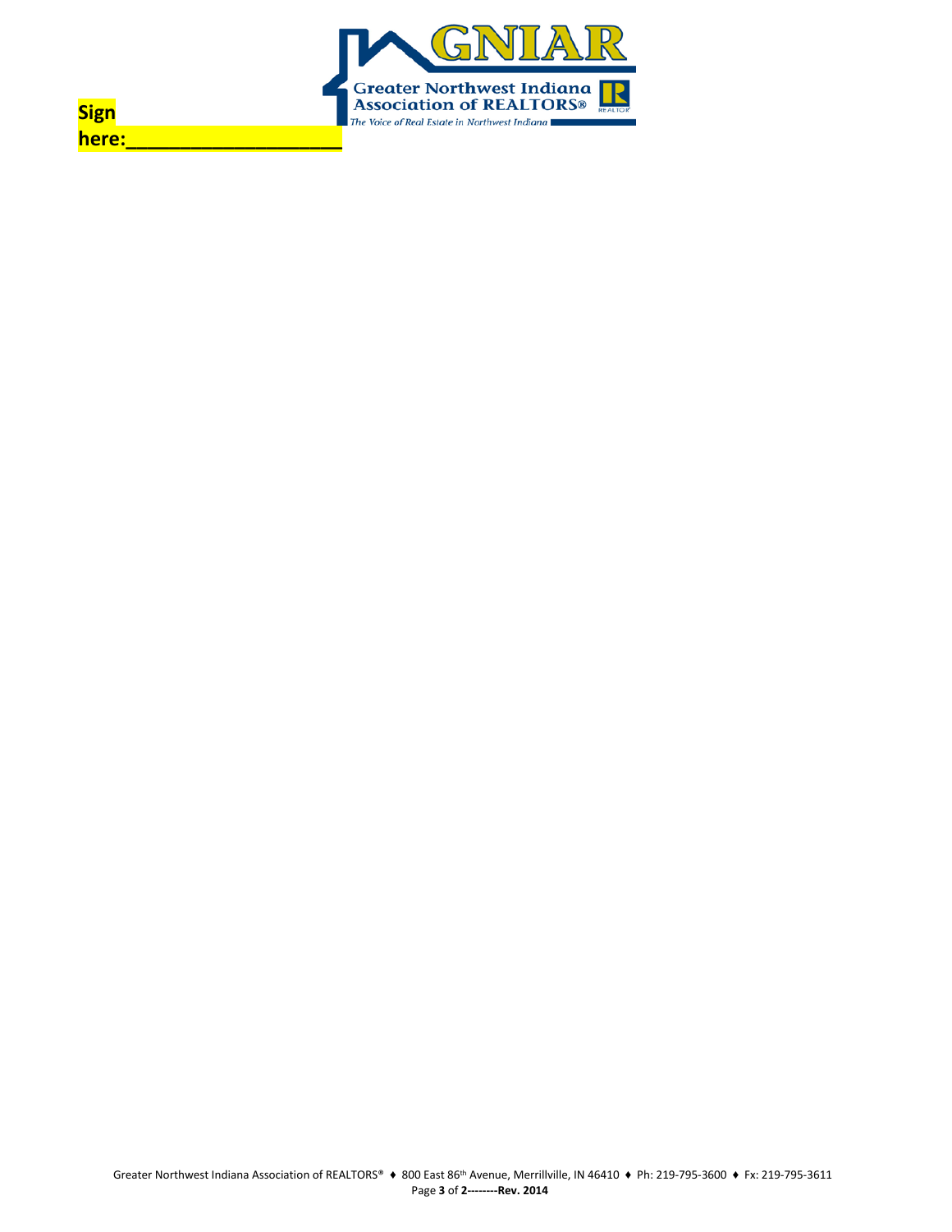**Sign here:___________________**